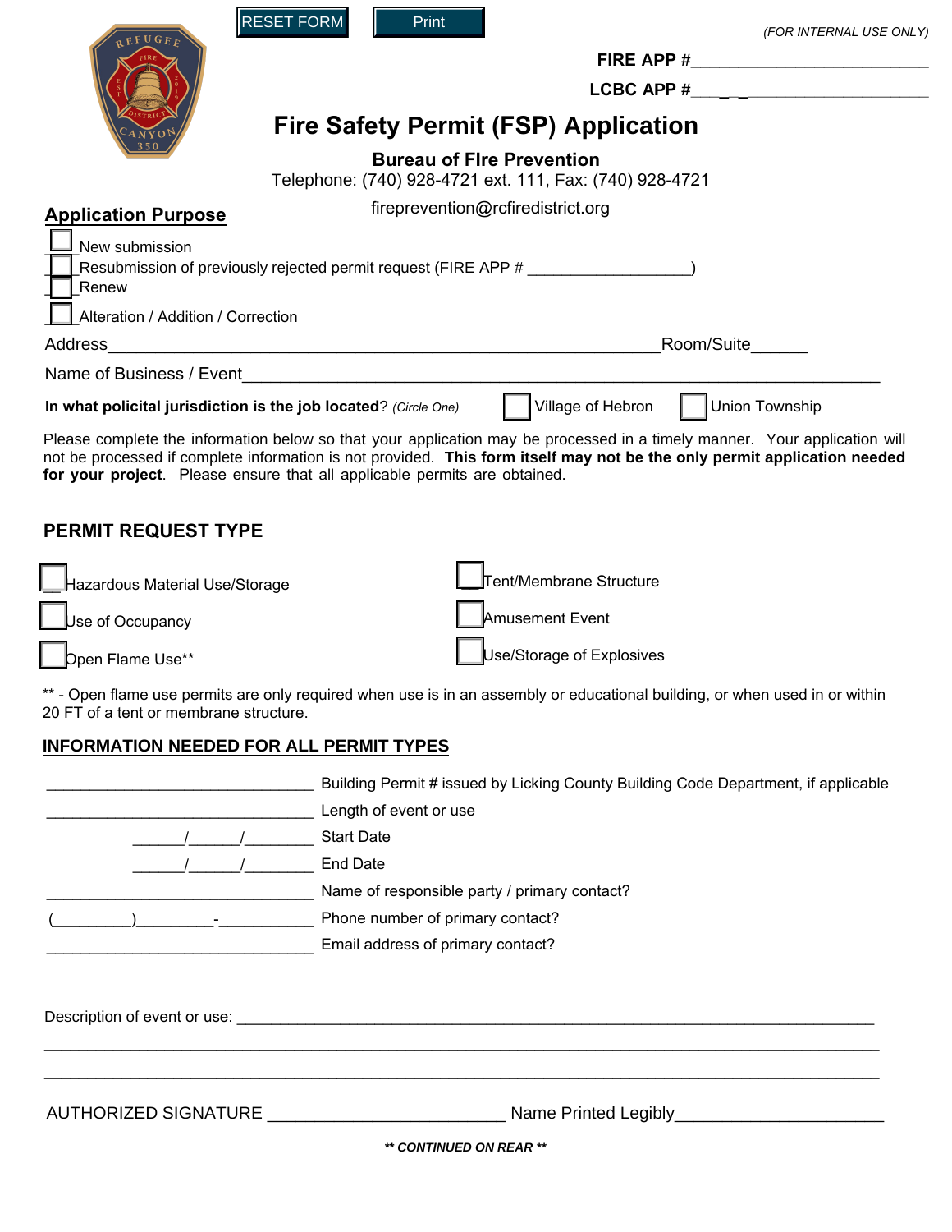RESET FORM Print

*(FOR INTERNAL USE ONLY)*

**FIRE APP #**___________________________

**LCBC APP #**___ _ _____________________

# Fire Safety Permit (FSP) Application

**Bureau of FIre Prevention**

Telephone: (740) 928-4721 ext. 111, Fax: (740) 928-4721

fireprevention@rcfiredistrict.org

## Application Purpose

- ☐ New submission
- ☐ Resubmission of previously rejected permit request (FIRE APP # __________________)
- ☐ Renew
- ☐ Alteration / Addition / Correction

Address_____________________________________________________Room/Suite______

Name of Business / Event_____________________________________________________________

In **what policital jurisdiction is the job located**? *(Circle One)* ☐ Village of Hebron ☐ Union Township

Please complete the information below so that your application may be processed in a timely manner. Your application will not be processed if complete information is not provided. **This form itself may not be the only permit application needed for your project**. Please ensure that all applicable permits are obtained.

## PERMIT REQUEST TYPE

- ☐ Hazardous Material Use/Storage
- ☐ Use of Occupancy
- ☐ Open Flame Use**
- ☐ Tent/Membrane Structure
- ☐ Amusement Event
- ☐ Use/Storage of Explosives

** - Open flame use permits are only required when use is in an assembly or educational building, or when used in or within 20 FT of a tent or membrane structure.

## INFORMATION NEEDED FOR ALL PERMIT TYPES

_______________________________ Building Permit # issued by Licking County Building Code Department, if applicable

_______________________________ Length of event or use

______/______/________ Start Date

______/______/________ End Date

_______________________________ Name of responsible party / primary contact?

(_________)_________-___________ Phone number of primary contact?

_______________________________ Email address of primary contact?

Description of event or use: ___________________________________________________________________________

_____________________________________________________________________________________________

_____________________________________________________________________________________________

AUTHORIZED SIGNATURE ________________________ Name Printed Legibly______________________

***\*\* CONTINUED ON REAR \*\****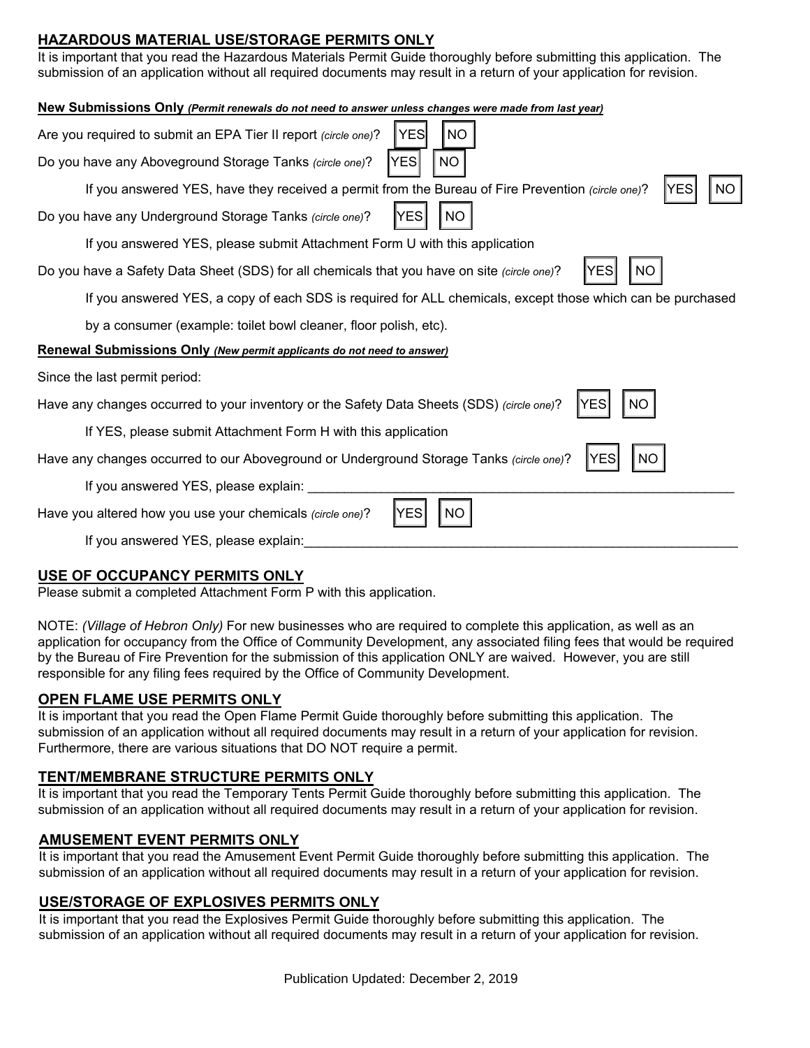## HAZARDOUS MATERIAL USE/STORAGE PERMITS ONLY

It is important that you read the Hazardous Materials Permit Guide thoroughly before submitting this application. The submission of an application without all required documents may result in a return of your application for revision.

**New Submissions Only** ***(Permit renewals do not need to answer unless changes were made from last year)***

Are you required to submit an EPA Tier II report *(circle one)*? YES NO

Do you have any Aboveground Storage Tanks *(circle one)*? YES NO

If you answered YES, have they received a permit from the Bureau of Fire Prevention *(circle one)*? YES NO

Do you have any Underground Storage Tanks *(circle one)*? YES NO

If you answered YES, please submit Attachment Form U with this application

Do you have a Safety Data Sheet (SDS) for all chemicals that you have on site *(circle one)*? YES NO

If you answered YES, a copy of each SDS is required for ALL chemicals, except those which can be purchased by a consumer (example: toilet bowl cleaner, floor polish, etc).

**Renewal Submissions Only** ***(New permit applicants do not need to answer)***

Since the last permit period:

Have any changes occurred to your inventory or the Safety Data Sheets (SDS) *(circle one)*? YES NO

If YES, please submit Attachment Form H with this application

Have any changes occurred to our Aboveground or Underground Storage Tanks *(circle one)*? YES NO

If you answered YES, please explain: ____________________________________________________________

Have you altered how you use your chemicals *(circle one)*? YES NO

If you answered YES, please explain: ____________________________________________________________

## USE OF OCCUPANCY PERMITS ONLY

Please submit a completed Attachment Form P with this application.

NOTE: *(Village of Hebron Only)* For new businesses who are required to complete this application, as well as an application for occupancy from the Office of Community Development, any associated filing fees that would be required by the Bureau of Fire Prevention for the submission of this application ONLY are waived. However, you are still responsible for any filing fees required by the Office of Community Development.

## OPEN FLAME USE PERMITS ONLY

It is important that you read the Open Flame Permit Guide thoroughly before submitting this application. The submission of an application without all required documents may result in a return of your application for revision. Furthermore, there are various situations that DO NOT require a permit.

## TENT/MEMBRANE STRUCTURE PERMITS ONLY

It is important that you read the Temporary Tents Permit Guide thoroughly before submitting this application. The submission of an application without all required documents may result in a return of your application for revision.

## AMUSEMENT EVENT PERMITS ONLY

It is important that you read the Amusement Event Permit Guide thoroughly before submitting this application. The submission of an application without all required documents may result in a return of your application for revision.

## USE/STORAGE OF EXPLOSIVES PERMITS ONLY

It is important that you read the Explosives Permit Guide thoroughly before submitting this application. The submission of an application without all required documents may result in a return of your application for revision.

Publication Updated: December 2, 2019